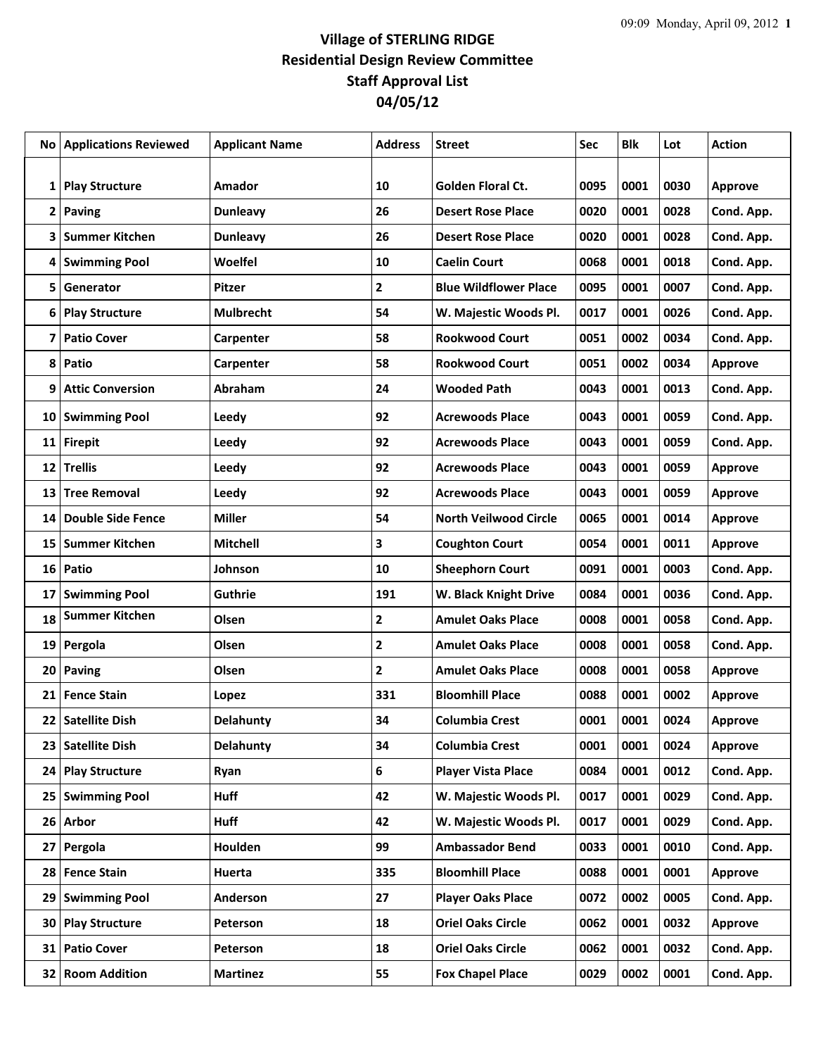# Village of STERLING RIDGE
## Residential Design Review Committee
## Staff Approval List
## 04/05/12

| No | Applications Reviewed | Applicant Name | Address | Street | Sec | Blk | Lot | Action |
|---|---|---|---|---|---|---|---|---|
| 1 | Play Structure | Amador | 10 | Golden Floral Ct. | 0095 | 0001 | 0030 | Approve |
| 2 | Paving | Dunleavy | 26 | Desert Rose Place | 0020 | 0001 | 0028 | Cond. App. |
| 3 | Summer Kitchen | Dunleavy | 26 | Desert Rose Place | 0020 | 0001 | 0028 | Cond. App. |
| 4 | Swimming Pool | Woelfel | 10 | Caelin Court | 0068 | 0001 | 0018 | Cond. App. |
| 5 | Generator | Pitzer | 2 | Blue Wildflower Place | 0095 | 0001 | 0007 | Cond. App. |
| 6 | Play Structure | Mulbrecht | 54 | W. Majestic Woods Pl. | 0017 | 0001 | 0026 | Cond. App. |
| 7 | Patio Cover | Carpenter | 58 | Rookwood Court | 0051 | 0002 | 0034 | Cond. App. |
| 8 | Patio | Carpenter | 58 | Rookwood Court | 0051 | 0002 | 0034 | Approve |
| 9 | Attic Conversion | Abraham | 24 | Wooded Path | 0043 | 0001 | 0013 | Cond. App. |
| 10 | Swimming Pool | Leedy | 92 | Acrewoods Place | 0043 | 0001 | 0059 | Cond. App. |
| 11 | Firepit | Leedy | 92 | Acrewoods Place | 0043 | 0001 | 0059 | Cond. App. |
| 12 | Trellis | Leedy | 92 | Acrewoods Place | 0043 | 0001 | 0059 | Approve |
| 13 | Tree Removal | Leedy | 92 | Acrewoods Place | 0043 | 0001 | 0059 | Approve |
| 14 | Double Side Fence | Miller | 54 | North Veilwood Circle | 0065 | 0001 | 0014 | Approve |
| 15 | Summer Kitchen | Mitchell | 3 | Coughton Court | 0054 | 0001 | 0011 | Approve |
| 16 | Patio | Johnson | 10 | Sheephorn Court | 0091 | 0001 | 0003 | Cond. App. |
| 17 | Swimming Pool | Guthrie | 191 | W. Black Knight Drive | 0084 | 0001 | 0036 | Cond. App. |
| 18 | Summer Kitchen | Olsen | 2 | Amulet Oaks Place | 0008 | 0001 | 0058 | Cond. App. |
| 19 | Pergola | Olsen | 2 | Amulet Oaks Place | 0008 | 0001 | 0058 | Cond. App. |
| 20 | Paving | Olsen | 2 | Amulet Oaks Place | 0008 | 0001 | 0058 | Approve |
| 21 | Fence Stain | Lopez | 331 | Bloomhill Place | 0088 | 0001 | 0002 | Approve |
| 22 | Satellite Dish | Delahunty | 34 | Columbia Crest | 0001 | 0001 | 0024 | Approve |
| 23 | Satellite Dish | Delahunty | 34 | Columbia Crest | 0001 | 0001 | 0024 | Approve |
| 24 | Play Structure | Ryan | 6 | Player Vista Place | 0084 | 0001 | 0012 | Cond. App. |
| 25 | Swimming Pool | Huff | 42 | W. Majestic Woods Pl. | 0017 | 0001 | 0029 | Cond. App. |
| 26 | Arbor | Huff | 42 | W. Majestic Woods Pl. | 0017 | 0001 | 0029 | Cond. App. |
| 27 | Pergola | Houlden | 99 | Ambassador Bend | 0033 | 0001 | 0010 | Cond. App. |
| 28 | Fence Stain | Huerta | 335 | Bloomhill Place | 0088 | 0001 | 0001 | Approve |
| 29 | Swimming Pool | Anderson | 27 | Player Oaks Place | 0072 | 0002 | 0005 | Cond. App. |
| 30 | Play Structure | Peterson | 18 | Oriel Oaks Circle | 0062 | 0001 | 0032 | Approve |
| 31 | Patio Cover | Peterson | 18 | Oriel Oaks Circle | 0062 | 0001 | 0032 | Cond. App. |
| 32 | Room Addition | Martinez | 55 | Fox Chapel Place | 0029 | 0002 | 0001 | Cond. App. |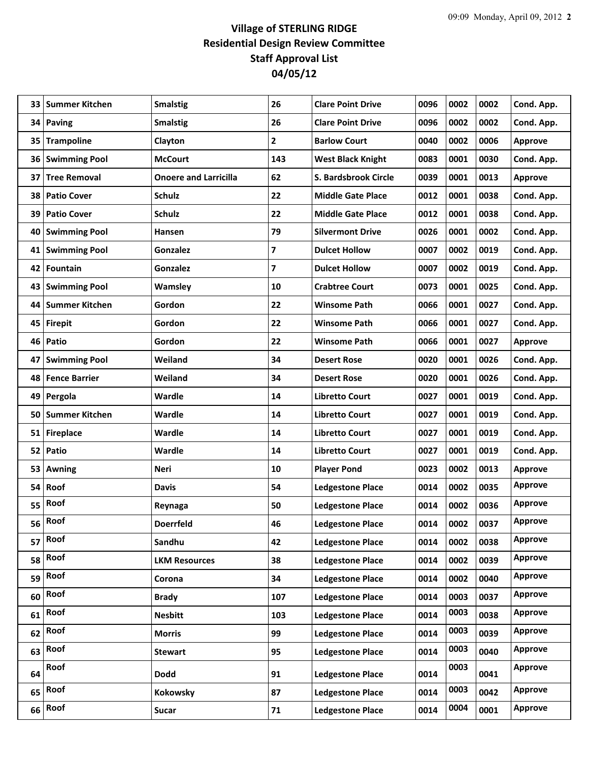# Village of STERLING RIDGE
## Residential Design Review Committee
## Staff Approval List
## 04/05/12

| | | | | | | | | |
|---|---|---|---|---|---|---|---|---|
| 33 | Summer Kitchen | Smalstig | 26 | Clare Point Drive | 0096 | 0002 | 0002 | Cond. App. |
| 34 | Paving | Smalstig | 26 | Clare Point Drive | 0096 | 0002 | 0002 | Cond. App. |
| 35 | Trampoline | Clayton | 2 | Barlow Court | 0040 | 0002 | 0006 | Approve |
| 36 | Swimming Pool | McCourt | 143 | West Black Knight | 0083 | 0001 | 0030 | Cond. App. |
| 37 | Tree Removal | Onoere and Larricilla | 62 | S. Bardsbrook Circle | 0039 | 0001 | 0013 | Approve |
| 38 | Patio Cover | Schulz | 22 | Middle Gate Place | 0012 | 0001 | 0038 | Cond. App. |
| 39 | Patio Cover | Schulz | 22 | Middle Gate Place | 0012 | 0001 | 0038 | Cond. App. |
| 40 | Swimming Pool | Hansen | 79 | Silvermont Drive | 0026 | 0001 | 0002 | Cond. App. |
| 41 | Swimming Pool | Gonzalez | 7 | Dulcet Hollow | 0007 | 0002 | 0019 | Cond. App. |
| 42 | Fountain | Gonzalez | 7 | Dulcet Hollow | 0007 | 0002 | 0019 | Cond. App. |
| 43 | Swimming Pool | Wamsley | 10 | Crabtree Court | 0073 | 0001 | 0025 | Cond. App. |
| 44 | Summer Kitchen | Gordon | 22 | Winsome Path | 0066 | 0001 | 0027 | Cond. App. |
| 45 | Firepit | Gordon | 22 | Winsome Path | 0066 | 0001 | 0027 | Cond. App. |
| 46 | Patio | Gordon | 22 | Winsome Path | 0066 | 0001 | 0027 | Approve |
| 47 | Swimming Pool | Weiland | 34 | Desert Rose | 0020 | 0001 | 0026 | Cond. App. |
| 48 | Fence Barrier | Weiland | 34 | Desert Rose | 0020 | 0001 | 0026 | Cond. App. |
| 49 | Pergola | Wardle | 14 | Libretto Court | 0027 | 0001 | 0019 | Cond. App. |
| 50 | Summer Kitchen | Wardle | 14 | Libretto Court | 0027 | 0001 | 0019 | Cond. App. |
| 51 | Fireplace | Wardle | 14 | Libretto Court | 0027 | 0001 | 0019 | Cond. App. |
| 52 | Patio | Wardle | 14 | Libretto Court | 0027 | 0001 | 0019 | Cond. App. |
| 53 | Awning | Neri | 10 | Player Pond | 0023 | 0002 | 0013 | Approve |
| 54 | Roof | Davis | 54 | Ledgestone Place | 0014 | 0002 | 0035 | Approve |
| 55 | Roof | Reynaga | 50 | Ledgestone Place | 0014 | 0002 | 0036 | Approve |
| 56 | Roof | Doerrfeld | 46 | Ledgestone Place | 0014 | 0002 | 0037 | Approve |
| 57 | Roof | Sandhu | 42 | Ledgestone Place | 0014 | 0002 | 0038 | Approve |
| 58 | Roof | LKM Resources | 38 | Ledgestone Place | 0014 | 0002 | 0039 | Approve |
| 59 | Roof | Corona | 34 | Ledgestone Place | 0014 | 0002 | 0040 | Approve |
| 60 | Roof | Brady | 107 | Ledgestone Place | 0014 | 0003 | 0037 | Approve |
| 61 | Roof | Nesbitt | 103 | Ledgestone Place | 0014 | 0003 | 0038 | Approve |
| 62 | Roof | Morris | 99 | Ledgestone Place | 0014 | 0003 | 0039 | Approve |
| 63 | Roof | Stewart | 95 | Ledgestone Place | 0014 | 0003 | 0040 | Approve |
| 64 | Roof | Dodd | 91 | Ledgestone Place | 0014 | 0003 | 0041 | Approve |
| 65 | Roof | Kokowsky | 87 | Ledgestone Place | 0014 | 0003 | 0042 | Approve |
| 66 | Roof | Sucar | 71 | Ledgestone Place | 0014 | 0004 | 0001 | Approve |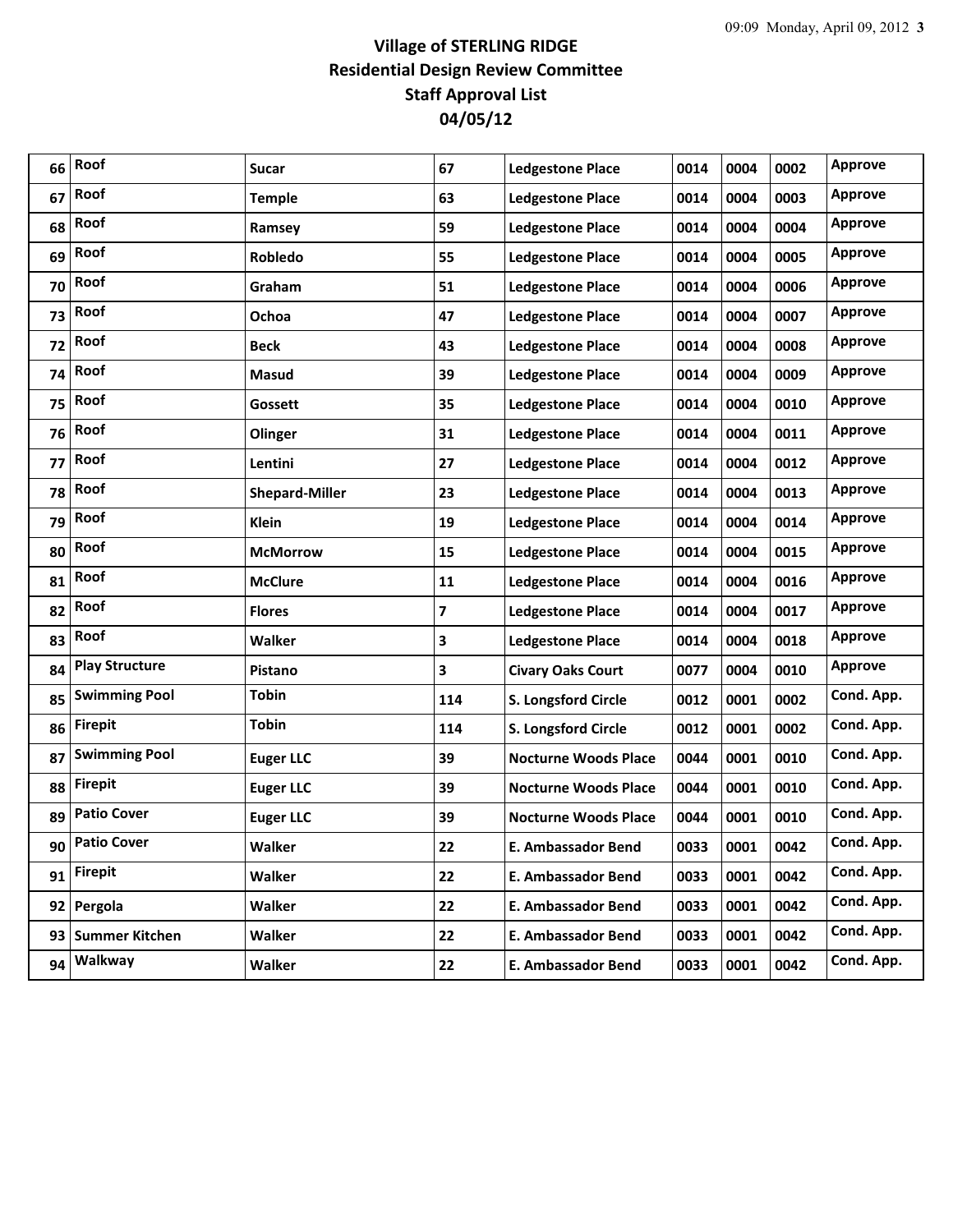# Village of STERLING RIDGE
## Residential Design Review Committee
## Staff Approval List
## 04/05/12

| | | | | | | | | |
|---|---|---|---|---|---|---|---|---|
| 66 | Roof | Sucar | 67 | Ledgestone Place | 0014 | 0004 | 0002 | Approve |
| 67 | Roof | Temple | 63 | Ledgestone Place | 0014 | 0004 | 0003 | Approve |
| 68 | Roof | Ramsey | 59 | Ledgestone Place | 0014 | 0004 | 0004 | Approve |
| 69 | Roof | Robledo | 55 | Ledgestone Place | 0014 | 0004 | 0005 | Approve |
| 70 | Roof | Graham | 51 | Ledgestone Place | 0014 | 0004 | 0006 | Approve |
| 73 | Roof | Ochoa | 47 | Ledgestone Place | 0014 | 0004 | 0007 | Approve |
| 72 | Roof | Beck | 43 | Ledgestone Place | 0014 | 0004 | 0008 | Approve |
| 74 | Roof | Masud | 39 | Ledgestone Place | 0014 | 0004 | 0009 | Approve |
| 75 | Roof | Gossett | 35 | Ledgestone Place | 0014 | 0004 | 0010 | Approve |
| 76 | Roof | Olinger | 31 | Ledgestone Place | 0014 | 0004 | 0011 | Approve |
| 77 | Roof | Lentini | 27 | Ledgestone Place | 0014 | 0004 | 0012 | Approve |
| 78 | Roof | Shepard-Miller | 23 | Ledgestone Place | 0014 | 0004 | 0013 | Approve |
| 79 | Roof | Klein | 19 | Ledgestone Place | 0014 | 0004 | 0014 | Approve |
| 80 | Roof | McMorrow | 15 | Ledgestone Place | 0014 | 0004 | 0015 | Approve |
| 81 | Roof | McClure | 11 | Ledgestone Place | 0014 | 0004 | 0016 | Approve |
| 82 | Roof | Flores | 7 | Ledgestone Place | 0014 | 0004 | 0017 | Approve |
| 83 | Roof | Walker | 3 | Ledgestone Place | 0014 | 0004 | 0018 | Approve |
| 84 | Play Structure | Pistano | 3 | Civary Oaks Court | 0077 | 0004 | 0010 | Approve |
| 85 | Swimming Pool | Tobin | 114 | S. Longsford Circle | 0012 | 0001 | 0002 | Cond. App. |
| 86 | Firepit | Tobin | 114 | S. Longsford Circle | 0012 | 0001 | 0002 | Cond. App. |
| 87 | Swimming Pool | Euger LLC | 39 | Nocturne Woods Place | 0044 | 0001 | 0010 | Cond. App. |
| 88 | Firepit | Euger LLC | 39 | Nocturne Woods Place | 0044 | 0001 | 0010 | Cond. App. |
| 89 | Patio Cover | Euger LLC | 39 | Nocturne Woods Place | 0044 | 0001 | 0010 | Cond. App. |
| 90 | Patio Cover | Walker | 22 | E. Ambassador Bend | 0033 | 0001 | 0042 | Cond. App. |
| 91 | Firepit | Walker | 22 | E. Ambassador Bend | 0033 | 0001 | 0042 | Cond. App. |
| 92 | Pergola | Walker | 22 | E. Ambassador Bend | 0033 | 0001 | 0042 | Cond. App. |
| 93 | Summer Kitchen | Walker | 22 | E. Ambassador Bend | 0033 | 0001 | 0042 | Cond. App. |
| 94 | Walkway | Walker | 22 | E. Ambassador Bend | 0033 | 0001 | 0042 | Cond. App. |